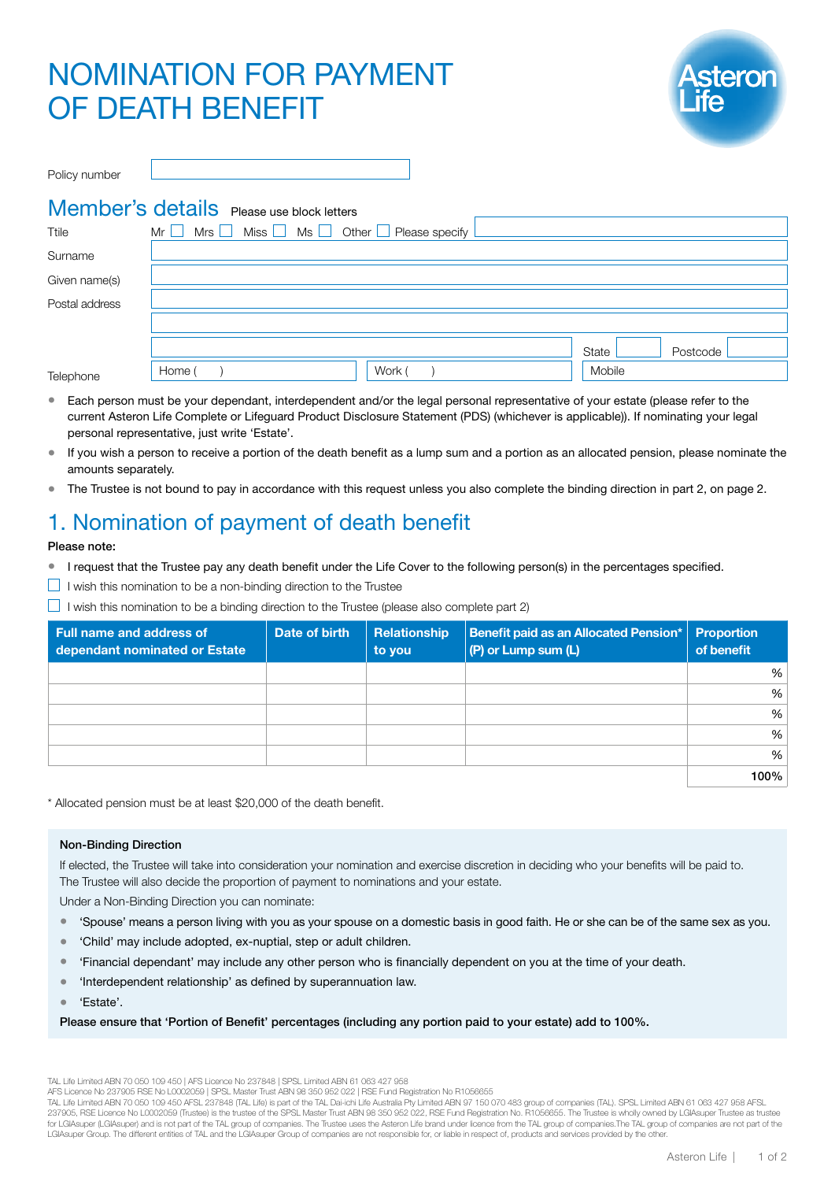# NOMINATION FOR PAYMENT OF DEATH BENEFIT

Asteron Life

Policy number

## Member's details

Please use block letters

Ttile Mr ☐ Mrs ☐ Miss ☐ Ms ☐ Other ☐ Please specify

Surname

Given name(s)

Postal address

State Postcode

Telephone Home ( ) Work ( ) Mobile

- Each person must be your dependant, interdependent and/or the legal personal representative of your estate (please refer to the current Asteron Life Complete or Lifeguard Product Disclosure Statement (PDS) (whichever is applicable)). If nominating your legal personal representative, just write 'Estate'.
- If you wish a person to receive a portion of the death benefit as a lump sum and a portion as an allocated pension, please nominate the amounts separately.
- The Trustee is not bound to pay in accordance with this request unless you also complete the binding direction in part 2, on page 2.

## 1. Nomination of payment of death benefit

**Please note:**

- I request that the Trustee pay any death benefit under the Life Cover to the following person(s) in the percentages specified.

☐ I wish this nomination to be a non-binding direction to the Trustee

☐ I wish this nomination to be a binding direction to the Trustee (please also complete part 2)

| Full name and address of dependant nominated or Estate | Date of birth | Relationship to you | Benefit paid as an Allocated Pension* (P) or Lump sum (L) | Proportion of benefit |
|---|---|---|---|---|
| | | | | % |
| | | | | % |
| | | | | % |
| | | | | % |
| | | | | % |
| | | | | 100% |

\* Allocated pension must be at least $20,000 of the death benefit.

**Non-Binding Direction**

If elected, the Trustee will take into consideration your nomination and exercise discretion in deciding who your benefits will be paid to. The Trustee will also decide the proportion of payment to nominations and your estate.

Under a Non-Binding Direction you can nominate:

- 'Spouse' means a person living with you as your spouse on a domestic basis in good faith. He or she can be of the same sex as you.
- 'Child' may include adopted, ex-nuptial, step or adult children.
- 'Financial dependant' may include any other person who is financially dependent on you at the time of your death.
- 'Interdependent relationship' as defined by superannuation law.
- 'Estate'.

**Please ensure that 'Portion of Benefit' percentages (including any portion paid to your estate) add to 100%.**

TAL Life Limited ABN 70 050 109 450 | AFS Licence No 237848 | SPSL Limited ABN 61 063 427 958
AFS Licence No 237905 RSE No L0002059 | SPSL Master Trust ABN 98 350 952 022 | RSE Fund Registration No R1056655
TAL Life Limited ABN 70 050 109 450 AFSL 237848 (TAL Life) is part of the TAL Dai-ichi Life Australia Pty Limited ABN 97 150 070 483 group of companies (TAL). SPSL Limited ABN 61 063 427 958 AFSL 237905, RSE Licence No L0002059 (Trustee) is the trustee of the SPSL Master Trust ABN 98 350 952 022, RSE Fund Registration No. R1056655. The Trustee is wholly owned by LGIAsuper Trustee as trustee for LGIAsuper (LGIAsuper) and is not part of the TAL group of companies. The Trustee uses the Asteron Life brand under licence from the TAL group of companies.The TAL group of companies are not part of the LGIAsuper Group. The different entities of TAL and the LGIAsuper Group of companies are not responsible for, or liable in respect of, products and services provided by the other.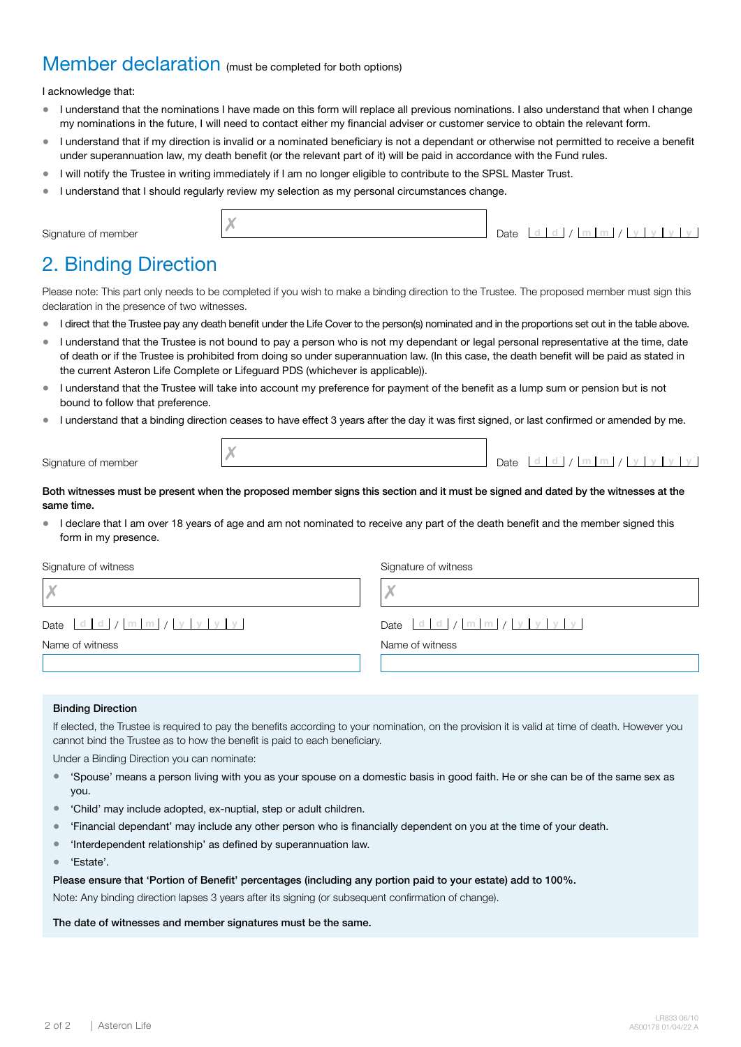## Member declaration (must be completed for both options)

I acknowledge that:

- I understand that the nominations I have made on this form will replace all previous nominations. I also understand that when I change my nominations in the future, I will need to contact either my financial adviser or customer service to obtain the relevant form.
- I understand that if my direction is invalid or a nominated beneficiary is not a dependant or otherwise not permitted to receive a benefit under superannuation law, my death benefit (or the relevant part of it) will be paid in accordance with the Fund rules.
- I will notify the Trustee in writing immediately if I am no longer eligible to contribute to the SPSL Master Trust.
- I understand that I should regularly review my selection as my personal circumstances change.

Signature of member ✗ Date d d / m m / y y y y

## 2. Binding Direction

Please note: This part only needs to be completed if you wish to make a binding direction to the Trustee. The proposed member must sign this declaration in the presence of two witnesses.

- I direct that the Trustee pay any death benefit under the Life Cover to the person(s) nominated and in the proportions set out in the table above.
- I understand that the Trustee is not bound to pay a person who is not my dependant or legal personal representative at the time, date of death or if the Trustee is prohibited from doing so under superannuation law. (In this case, the death benefit will be paid as stated in the current Asteron Life Complete or Lifeguard PDS (whichever is applicable)).
- I understand that the Trustee will take into account my preference for payment of the benefit as a lump sum or pension but is not bound to follow that preference.
- I understand that a binding direction ceases to have effect 3 years after the day it was first signed, or last confirmed or amended by me.

Signature of member ✗ Date d d / m m / y y y y

**Both witnesses must be present when the proposed member signs this section and it must be signed and dated by the witnesses at the same time.**

- I declare that I am over 18 years of age and am not nominated to receive any part of the death benefit and the member signed this form in my presence.

Signature of witness ✗

Date d d / m m / y y y y

Name of witness

Signature of witness ✗

Date d d / m m / y y y y

Name of witness

**Binding Direction**

If elected, the Trustee is required to pay the benefits according to your nomination, on the provision it is valid at time of death. However you cannot bind the Trustee as to how the benefit is paid to each beneficiary.

Under a Binding Direction you can nominate:

- 'Spouse' means a person living with you as your spouse on a domestic basis in good faith. He or she can be of the same sex as you.
- 'Child' may include adopted, ex-nuptial, step or adult children.
- 'Financial dependant' may include any other person who is financially dependent on you at the time of your death.
- 'Interdependent relationship' as defined by superannuation law.
- 'Estate'.

**Please ensure that 'Portion of Benefit' percentages (including any portion paid to your estate) add to 100%.**

Note: Any binding direction lapses 3 years after its signing (or subsequent confirmation of change).

**The date of witnesses and member signatures must be the same.**

LR833 06/10
AS00178 01/04/22 A